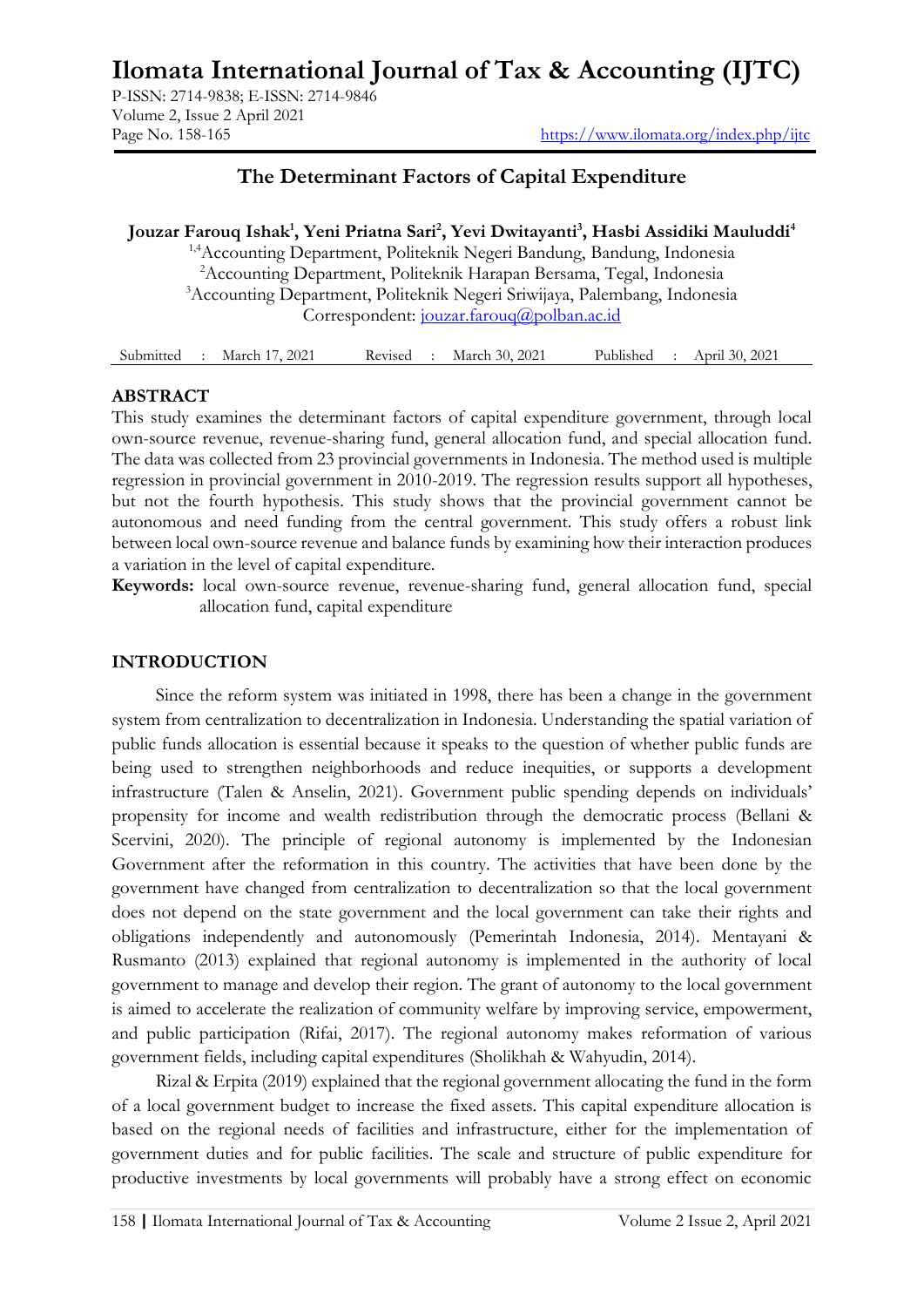# The Determinant Factors of Capital Expenditure

**Jouzar Farouq Ishak[1], Yeni Priatna Sari[2], Yevi Dwitayanti[3], Hasbi Assidiki Mauluddi[4]**

[1,4]Accounting Department, Politeknik Negeri Bandung, Bandung, Indonesia
[2]Accounting Department, Politeknik Harapan Bersama, Tegal, Indonesia
[3]Accounting Department, Politeknik Negeri Sriwijaya, Palembang, Indonesia
Correspondent: jouzar.farouq@polban.ac.id

| Submitted : March 17, 2021 | Revised : March 30, 2021 | Published : April 30, 2021 |
|---|---|---|

## ABSTRACT

This study examines the determinant factors of capital expenditure government, through local own-source revenue, revenue-sharing fund, general allocation fund, and special allocation fund. The data was collected from 23 provincial governments in Indonesia. The method used is multiple regression in provincial government in 2010-2019. The regression results support all hypotheses, but not the fourth hypothesis. This study shows that the provincial government cannot be autonomous and need funding from the central government. This study offers a robust link between local own-source revenue and balance funds by examining how their interaction produces a variation in the level of capital expenditure.

**Keywords:** local own-source revenue, revenue-sharing fund, general allocation fund, special allocation fund, capital expenditure

## INTRODUCTION

Since the reform system was initiated in 1998, there has been a change in the government system from centralization to decentralization in Indonesia. Understanding the spatial variation of public funds allocation is essential because it speaks to the question of whether public funds are being used to strengthen neighborhoods and reduce inequities, or supports a development infrastructure (Talen & Anselin, 2021). Government public spending depends on individuals' propensity for income and wealth redistribution through the democratic process (Bellani & Scervini, 2020). The principle of regional autonomy is implemented by the Indonesian Government after the reformation in this country. The activities that have been done by the government have changed from centralization to decentralization so that the local government does not depend on the state government and the local government can take their rights and obligations independently and autonomously (Pemerintah Indonesia, 2014). Mentayani & Rusmanto (2013) explained that regional autonomy is implemented in the authority of local government to manage and develop their region. The grant of autonomy to the local government is aimed to accelerate the realization of community welfare by improving service, empowerment, and public participation (Rifai, 2017). The regional autonomy makes reformation of various government fields, including capital expenditures (Sholikhah & Wahyudin, 2014).

Rizal & Erpita (2019) explained that the regional government allocating the fund in the form of a local government budget to increase the fixed assets. This capital expenditure allocation is based on the regional needs of facilities and infrastructure, either for the implementation of government duties and for public facilities. The scale and structure of public expenditure for productive investments by local governments will probably have a strong effect on economic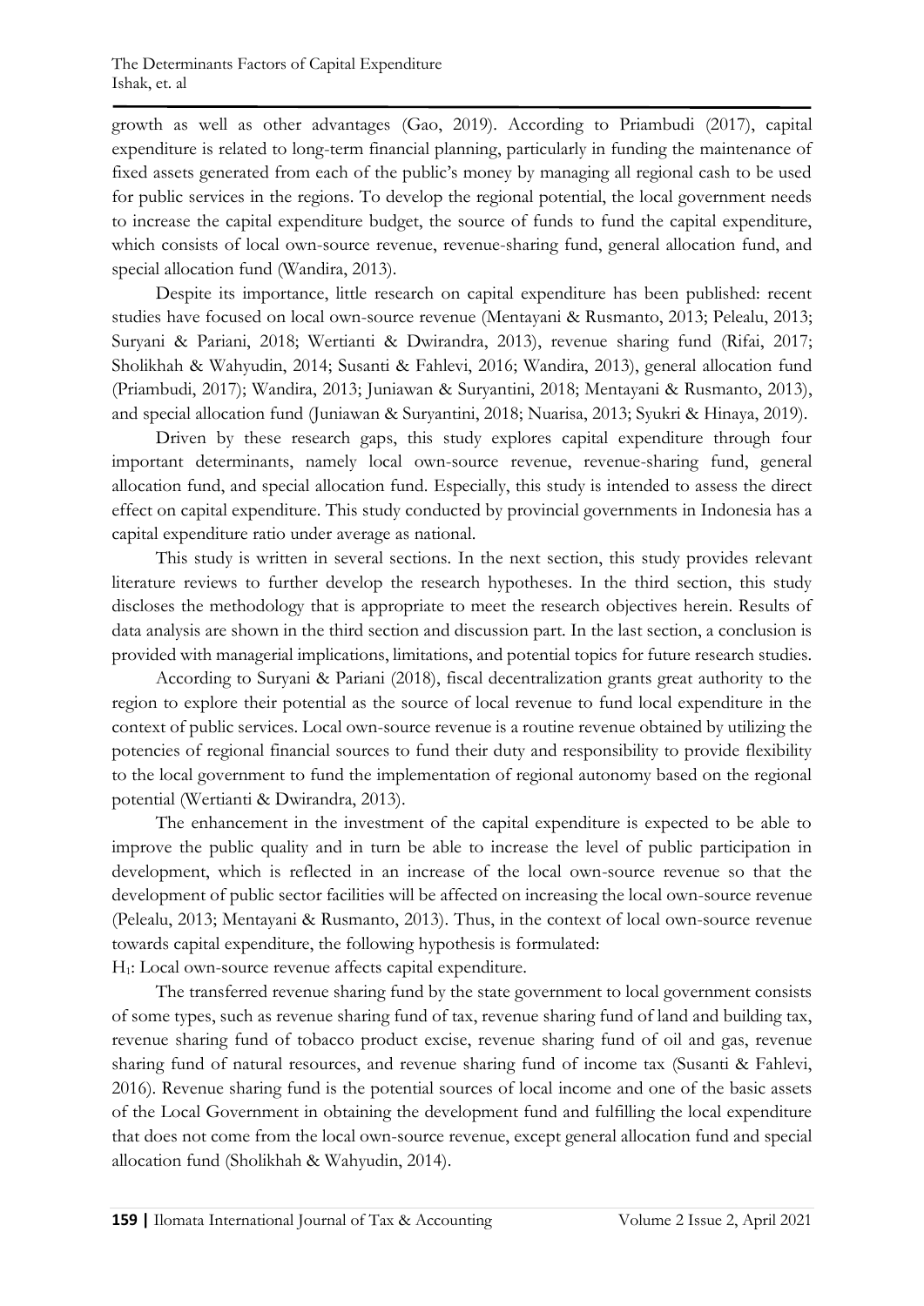growth as well as other advantages (Gao, 2019). According to Priambudi (2017), capital expenditure is related to long-term financial planning, particularly in funding the maintenance of fixed assets generated from each of the public's money by managing all regional cash to be used for public services in the regions. To develop the regional potential, the local government needs to increase the capital expenditure budget, the source of funds to fund the capital expenditure, which consists of local own-source revenue, revenue-sharing fund, general allocation fund, and special allocation fund (Wandira, 2013).

Despite its importance, little research on capital expenditure has been published: recent studies have focused on local own-source revenue (Mentayani & Rusmanto, 2013; Pelealu, 2013; Suryani & Pariani, 2018; Wertianti & Dwirandra, 2013), revenue sharing fund (Rifai, 2017; Sholikhah & Wahyudin, 2014; Susanti & Fahlevi, 2016; Wandira, 2013), general allocation fund (Priambudi, 2017); Wandira, 2013; Juniawan & Suryantini, 2018; Mentayani & Rusmanto, 2013), and special allocation fund (Juniawan & Suryantini, 2018; Nuarisa, 2013; Syukri & Hinaya, 2019).

Driven by these research gaps, this study explores capital expenditure through four important determinants, namely local own-source revenue, revenue-sharing fund, general allocation fund, and special allocation fund. Especially, this study is intended to assess the direct effect on capital expenditure. This study conducted by provincial governments in Indonesia has a capital expenditure ratio under average as national.

This study is written in several sections. In the next section, this study provides relevant literature reviews to further develop the research hypotheses. In the third section, this study discloses the methodology that is appropriate to meet the research objectives herein. Results of data analysis are shown in the third section and discussion part. In the last section, a conclusion is provided with managerial implications, limitations, and potential topics for future research studies.

According to Suryani & Pariani (2018), fiscal decentralization grants great authority to the region to explore their potential as the source of local revenue to fund local expenditure in the context of public services. Local own-source revenue is a routine revenue obtained by utilizing the potencies of regional financial sources to fund their duty and responsibility to provide flexibility to the local government to fund the implementation of regional autonomy based on the regional potential (Wertianti & Dwirandra, 2013).

The enhancement in the investment of the capital expenditure is expected to be able to improve the public quality and in turn be able to increase the level of public participation in development, which is reflected in an increase of the local own-source revenue so that the development of public sector facilities will be affected on increasing the local own-source revenue (Pelealu, 2013; Mentayani & Rusmanto, 2013). Thus, in the context of local own-source revenue towards capital expenditure, the following hypothesis is formulated:

$H_1$: Local own-source revenue affects capital expenditure.

The transferred revenue sharing fund by the state government to local government consists of some types, such as revenue sharing fund of tax, revenue sharing fund of land and building tax, revenue sharing fund of tobacco product excise, revenue sharing fund of oil and gas, revenue sharing fund of natural resources, and revenue sharing fund of income tax (Susanti & Fahlevi, 2016). Revenue sharing fund is the potential sources of local income and one of the basic assets of the Local Government in obtaining the development fund and fulfilling the local expenditure that does not come from the local own-source revenue, except general allocation fund and special allocation fund (Sholikhah & Wahyudin, 2014).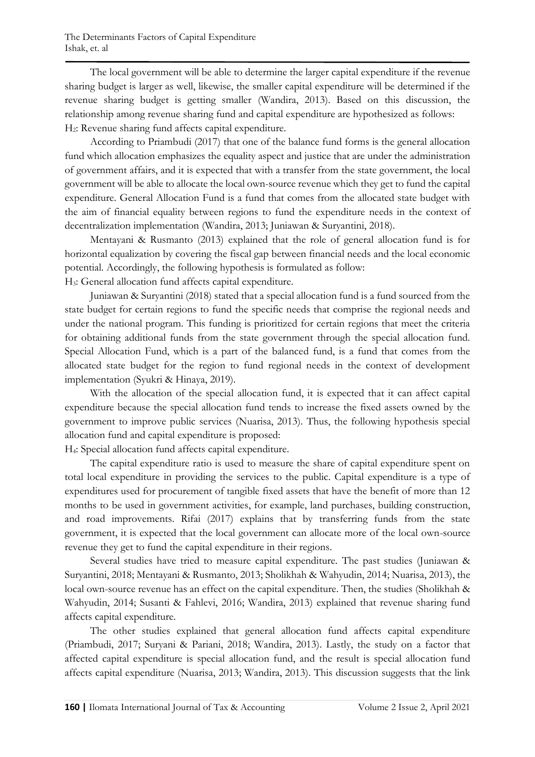The local government will be able to determine the larger capital expenditure if the revenue sharing budget is larger as well, likewise, the smaller capital expenditure will be determined if the revenue sharing budget is getting smaller (Wandira, 2013). Based on this discussion, the relationship among revenue sharing fund and capital expenditure are hypothesized as follows:

$H_2$: Revenue sharing fund affects capital expenditure.

According to Priambudi (2017) that one of the balance fund forms is the general allocation fund which allocation emphasizes the equality aspect and justice that are under the administration of government affairs, and it is expected that with a transfer from the state government, the local government will be able to allocate the local own-source revenue which they get to fund the capital expenditure. General Allocation Fund is a fund that comes from the allocated state budget with the aim of financial equality between regions to fund the expenditure needs in the context of decentralization implementation (Wandira, 2013; Juniawan & Suryantini, 2018).

Mentayani & Rusmanto (2013) explained that the role of general allocation fund is for horizontal equalization by covering the fiscal gap between financial needs and the local economic potential. Accordingly, the following hypothesis is formulated as follow:

$H_3$: General allocation fund affects capital expenditure.

Juniawan & Suryantini (2018) stated that a special allocation fund is a fund sourced from the state budget for certain regions to fund the specific needs that comprise the regional needs and under the national program. This funding is prioritized for certain regions that meet the criteria for obtaining additional funds from the state government through the special allocation fund. Special Allocation Fund, which is a part of the balanced fund, is a fund that comes from the allocated state budget for the region to fund regional needs in the context of development implementation (Syukri & Hinaya, 2019).

With the allocation of the special allocation fund, it is expected that it can affect capital expenditure because the special allocation fund tends to increase the fixed assets owned by the government to improve public services (Nuarisa, 2013). Thus, the following hypothesis special allocation fund and capital expenditure is proposed:

$H_4$: Special allocation fund affects capital expenditure.

The capital expenditure ratio is used to measure the share of capital expenditure spent on total local expenditure in providing the services to the public. Capital expenditure is a type of expenditures used for procurement of tangible fixed assets that have the benefit of more than 12 months to be used in government activities, for example, land purchases, building construction, and road improvements. Rifai (2017) explains that by transferring funds from the state government, it is expected that the local government can allocate more of the local own-source revenue they get to fund the capital expenditure in their regions.

Several studies have tried to measure capital expenditure. The past studies (Juniawan & Suryantini, 2018; Mentayani & Rusmanto, 2013; Sholikhah & Wahyudin, 2014; Nuarisa, 2013), the local own-source revenue has an effect on the capital expenditure. Then, the studies (Sholikhah & Wahyudin, 2014; Susanti & Fahlevi, 2016; Wandira, 2013) explained that revenue sharing fund affects capital expenditure.

The other studies explained that general allocation fund affects capital expenditure (Priambudi, 2017; Suryani & Pariani, 2018; Wandira, 2013). Lastly, the study on a factor that affected capital expenditure is special allocation fund, and the result is special allocation fund affects capital expenditure (Nuarisa, 2013; Wandira, 2013). This discussion suggests that the link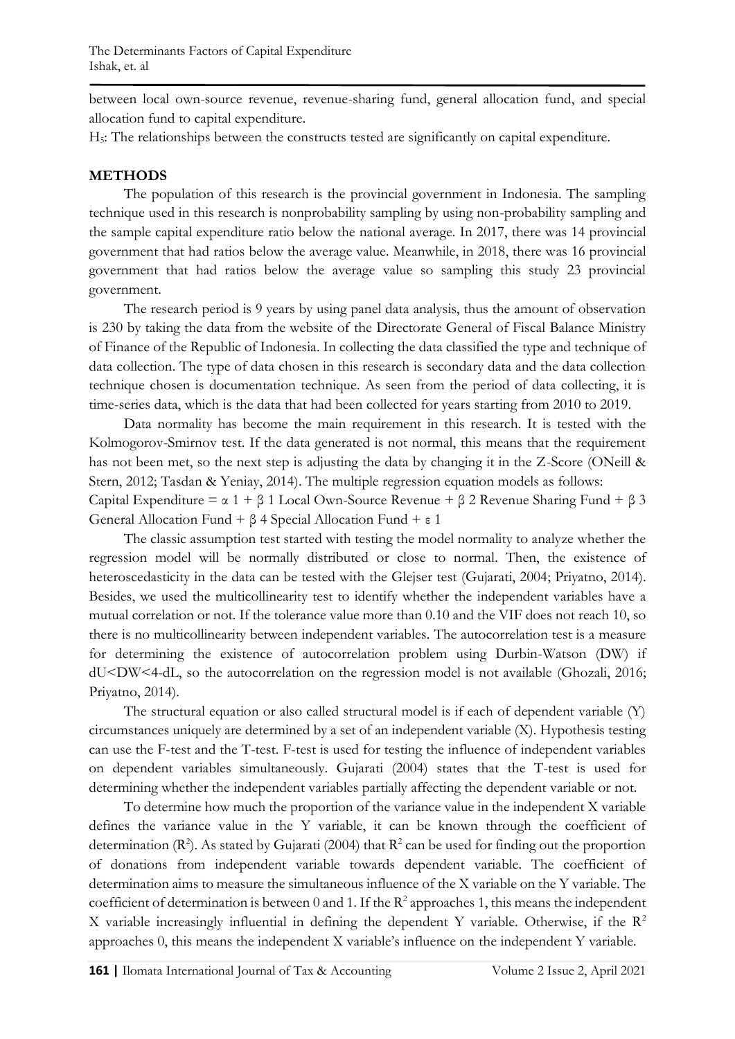between local own-source revenue, revenue-sharing fund, general allocation fund, and special allocation fund to capital expenditure.

$H_5$: The relationships between the constructs tested are significantly on capital expenditure.

## METHODS

The population of this research is the provincial government in Indonesia. The sampling technique used in this research is nonprobability sampling by using non-probability sampling and the sample capital expenditure ratio below the national average. In 2017, there was 14 provincial government that had ratios below the average value. Meanwhile, in 2018, there was 16 provincial government that had ratios below the average value so sampling this study 23 provincial government.

The research period is 9 years by using panel data analysis, thus the amount of observation is 230 by taking the data from the website of the Directorate General of Fiscal Balance Ministry of Finance of the Republic of Indonesia. In collecting the data classified the type and technique of data collection. The type of data chosen in this research is secondary data and the data collection technique chosen is documentation technique. As seen from the period of data collecting, it is time-series data, which is the data that had been collected for years starting from 2010 to 2019.

Data normality has become the main requirement in this research. It is tested with the Kolmogorov-Smirnov test. If the data generated is not normal, this means that the requirement has not been met, so the next step is adjusting the data by changing it in the Z-Score (ONeill & Stern, 2012; Tasdan & Yeniay, 2014). The multiple regression equation models as follows:

Capital Expenditure = $\alpha$ 1 + $\beta$ 1 Local Own-Source Revenue + $\beta$ 2 Revenue Sharing Fund + $\beta$ 3 General Allocation Fund + $\beta$ 4 Special Allocation Fund + $\varepsilon$ 1

The classic assumption test started with testing the model normality to analyze whether the regression model will be normally distributed or close to normal. Then, the existence of heteroscedasticity in the data can be tested with the Glejser test (Gujarati, 2004; Priyatno, 2014). Besides, we used the multicollinearity test to identify whether the independent variables have a mutual correlation or not. If the tolerance value more than 0.10 and the VIF does not reach 10, so there is no multicollinearity between independent variables. The autocorrelation test is a measure for determining the existence of autocorrelation problem using Durbin-Watson (DW) if $dU<DW<4-dL$, so the autocorrelation on the regression model is not available (Ghozali, 2016; Priyatno, 2014).

The structural equation or also called structural model is if each of dependent variable (Y) circumstances uniquely are determined by a set of an independent variable (X). Hypothesis testing can use the F-test and the T-test. F-test is used for testing the influence of independent variables on dependent variables simultaneously. Gujarati (2004) states that the T-test is used for determining whether the independent variables partially affecting the dependent variable or not.

To determine how much the proportion of the variance value in the independent X variable defines the variance value in the Y variable, it can be known through the coefficient of determination ($R^2$). As stated by Gujarati (2004) that $R^2$ can be used for finding out the proportion of donations from independent variable towards dependent variable. The coefficient of determination aims to measure the simultaneous influence of the X variable on the Y variable. The coefficient of determination is between 0 and 1. If the $R^2$ approaches 1, this means the independent X variable increasingly influential in defining the dependent Y variable. Otherwise, if the $R^2$ approaches 0, this means the independent X variable's influence on the independent Y variable.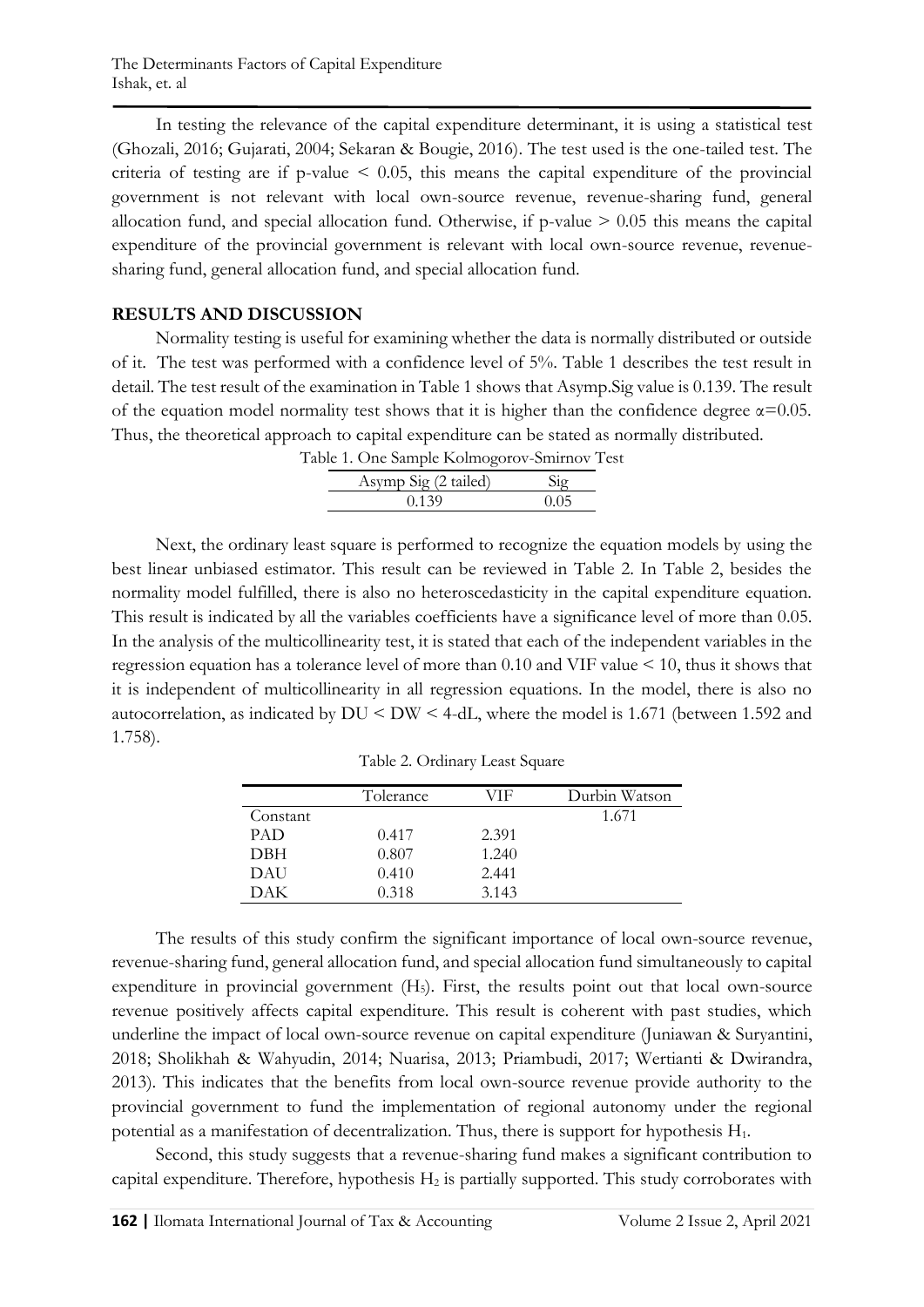In testing the relevance of the capital expenditure determinant, it is using a statistical test (Ghozali, 2016; Gujarati, 2004; Sekaran & Bougie, 2016). The test used is the one-tailed test. The criteria of testing are if p-value < 0.05, this means the capital expenditure of the provincial government is not relevant with local own-source revenue, revenue-sharing fund, general allocation fund, and special allocation fund. Otherwise, if p-value > 0.05 this means the capital expenditure of the provincial government is relevant with local own-source revenue, revenue-sharing fund, general allocation fund, and special allocation fund.

## RESULTS AND DISCUSSION

Normality testing is useful for examining whether the data is normally distributed or outside of it. The test was performed with a confidence level of 5%. Table 1 describes the test result in detail. The test result of the examination in Table 1 shows that Asymp.Sig value is 0.139. The result of the equation model normality test shows that it is higher than the confidence degree $\alpha$=0.05. Thus, the theoretical approach to capital expenditure can be stated as normally distributed.

Table 1. One Sample Kolmogorov-Smirnov Test

| Asymp Sig (2 tailed) | Sig |
| --- | --- |
| 0.139 | 0.05 |

Next, the ordinary least square is performed to recognize the equation models by using the best linear unbiased estimator. This result can be reviewed in Table 2. In Table 2, besides the normality model fulfilled, there is also no heteroscedasticity in the capital expenditure equation. This result is indicated by all the variables coefficients have a significance level of more than 0.05. In the analysis of the multicollinearity test, it is stated that each of the independent variables in the regression equation has a tolerance level of more than 0.10 and VIF value < 10, thus it shows that it is independent of multicollinearity in all regression equations. In the model, there is also no autocorrelation, as indicated by DU < DW < 4-dL, where the model is 1.671 (between 1.592 and 1.758).

Table 2. Ordinary Least Square

| | Tolerance | VIF | Durbin Watson |
| --- | --- | --- | --- |
| Constant | | | 1.671 |
| PAD | 0.417 | 2.391 | |
| DBH | 0.807 | 1.240 | |
| DAU | 0.410 | 2.441 | |
| DAK | 0.318 | 3.143 | |

The results of this study confirm the significant importance of local own-source revenue, revenue-sharing fund, general allocation fund, and special allocation fund simultaneously to capital expenditure in provincial government ($H_5$). First, the results point out that local own-source revenue positively affects capital expenditure. This result is coherent with past studies, which underline the impact of local own-source revenue on capital expenditure (Juniawan & Suryantini, 2018; Sholikhah & Wahyudin, 2014; Nuarisa, 2013; Priambudi, 2017; Wertianti & Dwirandra, 2013). This indicates that the benefits from local own-source revenue provide authority to the provincial government to fund the implementation of regional autonomy under the regional potential as a manifestation of decentralization. Thus, there is support for hypothesis $H_1$.

Second, this study suggests that a revenue-sharing fund makes a significant contribution to capital expenditure. Therefore, hypothesis $H_2$ is partially supported. This study corroborates with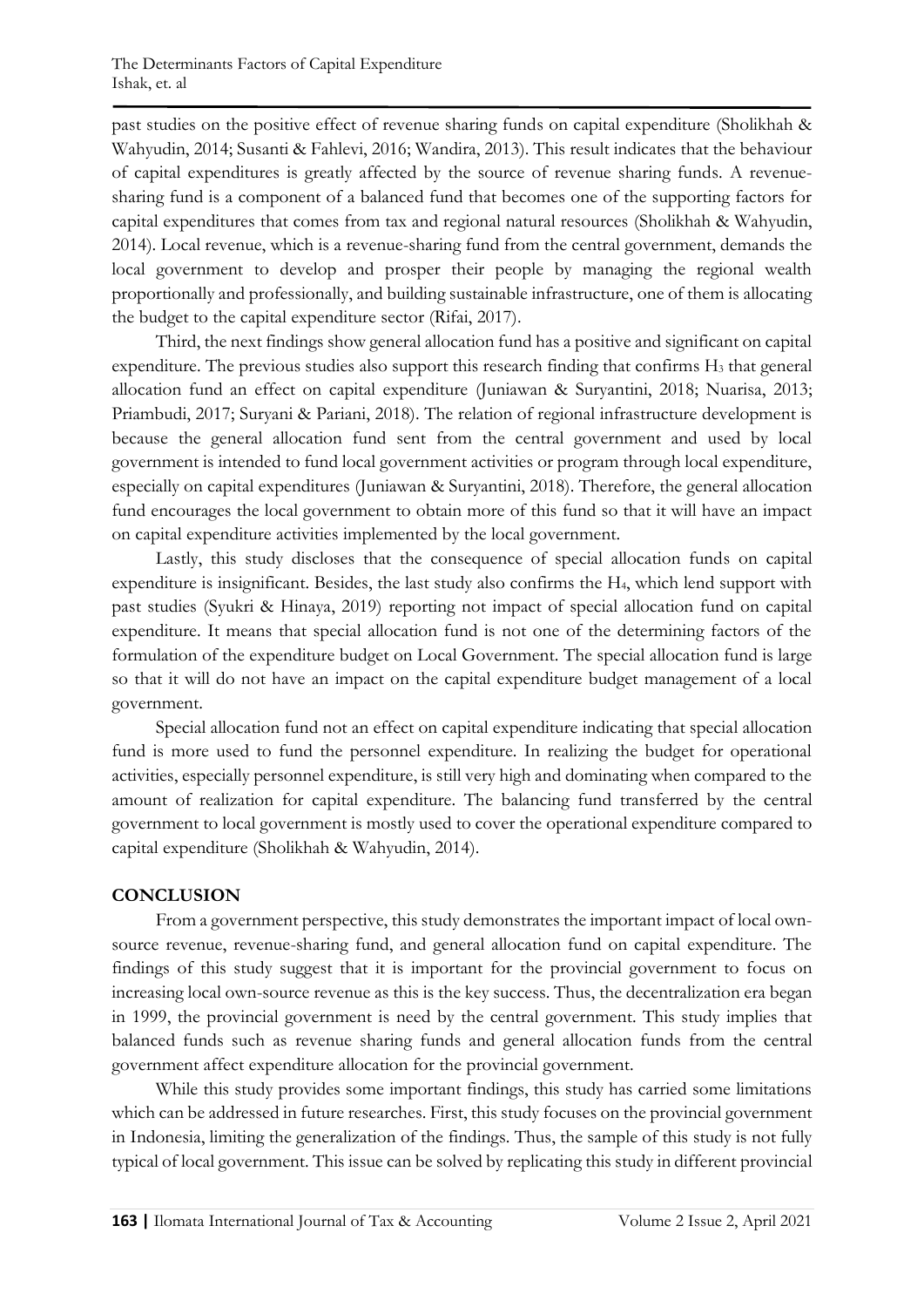past studies on the positive effect of revenue sharing funds on capital expenditure (Sholikhah & Wahyudin, 2014; Susanti & Fahlevi, 2016; Wandira, 2013). This result indicates that the behaviour of capital expenditures is greatly affected by the source of revenue sharing funds. A revenue-sharing fund is a component of a balanced fund that becomes one of the supporting factors for capital expenditures that comes from tax and regional natural resources (Sholikhah & Wahyudin, 2014). Local revenue, which is a revenue-sharing fund from the central government, demands the local government to develop and prosper their people by managing the regional wealth proportionally and professionally, and building sustainable infrastructure, one of them is allocating the budget to the capital expenditure sector (Rifai, 2017).

Third, the next findings show general allocation fund has a positive and significant on capital expenditure. The previous studies also support this research finding that confirms $H_3$ that general allocation fund an effect on capital expenditure (Juniawan & Suryantini, 2018; Nuarisa, 2013; Priambudi, 2017; Suryani & Pariani, 2018). The relation of regional infrastructure development is because the general allocation fund sent from the central government and used by local government is intended to fund local government activities or program through local expenditure, especially on capital expenditures (Juniawan & Suryantini, 2018). Therefore, the general allocation fund encourages the local government to obtain more of this fund so that it will have an impact on capital expenditure activities implemented by the local government.

Lastly, this study discloses that the consequence of special allocation funds on capital expenditure is insignificant. Besides, the last study also confirms the $H_4$, which lend support with past studies (Syukri & Hinaya, 2019) reporting not impact of special allocation fund on capital expenditure. It means that special allocation fund is not one of the determining factors of the formulation of the expenditure budget on Local Government. The special allocation fund is large so that it will do not have an impact on the capital expenditure budget management of a local government.

Special allocation fund not an effect on capital expenditure indicating that special allocation fund is more used to fund the personnel expenditure. In realizing the budget for operational activities, especially personnel expenditure, is still very high and dominating when compared to the amount of realization for capital expenditure. The balancing fund transferred by the central government to local government is mostly used to cover the operational expenditure compared to capital expenditure (Sholikhah & Wahyudin, 2014).

## CONCLUSION

From a government perspective, this study demonstrates the important impact of local own-source revenue, revenue-sharing fund, and general allocation fund on capital expenditure. The findings of this study suggest that it is important for the provincial government to focus on increasing local own-source revenue as this is the key success. Thus, the decentralization era began in 1999, the provincial government is need by the central government. This study implies that balanced funds such as revenue sharing funds and general allocation funds from the central government affect expenditure allocation for the provincial government.

While this study provides some important findings, this study has carried some limitations which can be addressed in future researches. First, this study focuses on the provincial government in Indonesia, limiting the generalization of the findings. Thus, the sample of this study is not fully typical of local government. This issue can be solved by replicating this study in different provincial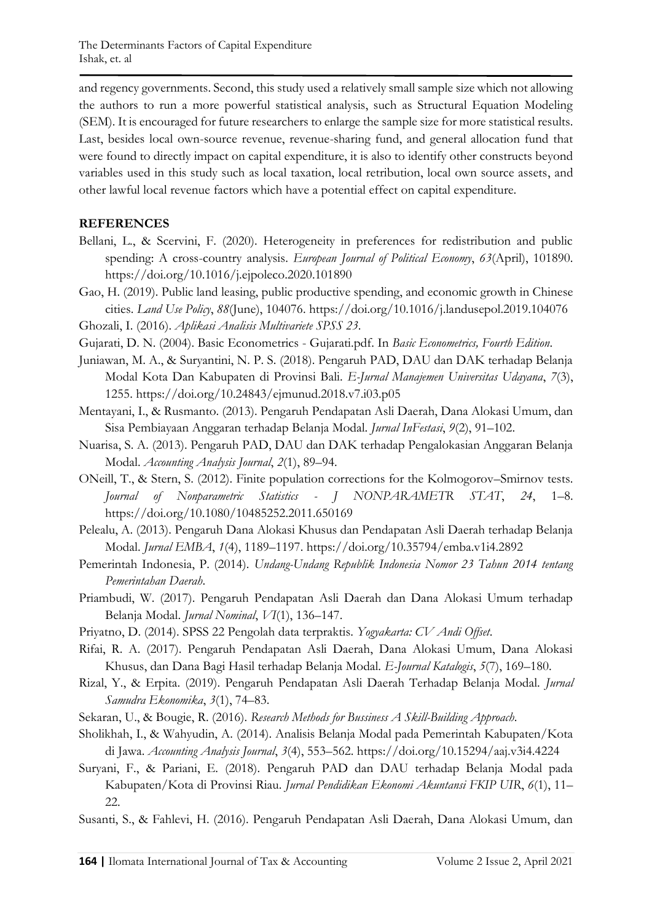and regency governments. Second, this study used a relatively small sample size which not allowing the authors to run a more powerful statistical analysis, such as Structural Equation Modeling (SEM). It is encouraged for future researchers to enlarge the sample size for more statistical results. Last, besides local own-source revenue, revenue-sharing fund, and general allocation fund that were found to directly impact on capital expenditure, it is also to identify other constructs beyond variables used in this study such as local taxation, local retribution, local own source assets, and other lawful local revenue factors which have a potential effect on capital expenditure.

## REFERENCES

Bellani, L., & Scervini, F. (2020). Heterogeneity in preferences for redistribution and public spending: A cross-country analysis. *European Journal of Political Economy*, *63*(April), 101890. https://doi.org/10.1016/j.ejpoleco.2020.101890

Gao, H. (2019). Public land leasing, public productive spending, and economic growth in Chinese cities. *Land Use Policy*, *88*(June), 104076. https://doi.org/10.1016/j.landusepol.2019.104076

Ghozali, I. (2016). *Aplikasi Analisis Multivariete SPSS 23*.

Gujarati, D. N. (2004). Basic Econometrics - Gujarati.pdf. In *Basic Econometrics, Fourth Edition*.

Juniawan, M. A., & Suryantini, N. P. S. (2018). Pengaruh PAD, DAU dan DAK terhadap Belanja Modal Kota Dan Kabupaten di Provinsi Bali. *E-Jurnal Manajemen Universitas Udayana*, *7*(3), 1255. https://doi.org/10.24843/ejmunud.2018.v7.i03.p05

Mentayani, I., & Rusmanto. (2013). Pengaruh Pendapatan Asli Daerah, Dana Alokasi Umum, dan Sisa Pembiayaan Anggaran terhadap Belanja Modal. *Jurnal InFestasi*, *9*(2), 91–102.

Nuarisa, S. A. (2013). Pengaruh PAD, DAU dan DAK terhadap Pengalokasian Anggaran Belanja Modal. *Accounting Analysis Journal*, *2*(1), 89–94.

ONeill, T., & Stern, S. (2012). Finite population corrections for the Kolmogorov–Smirnov tests. *Journal of Nonparametric Statistics - J NONPARAMETR STAT*, *24*, 1–8. https://doi.org/10.1080/10485252.2011.650169

Pelealu, A. (2013). Pengaruh Dana Alokasi Khusus dan Pendapatan Asli Daerah terhadap Belanja Modal. *Jurnal EMBA*, *1*(4), 1189–1197. https://doi.org/10.35794/emba.v1i4.2892

Pemerintah Indonesia, P. (2014). *Undang-Undang Republik Indonesia Nomor 23 Tahun 2014 tentang Pemerintahan Daerah*.

Priambudi, W. (2017). Pengaruh Pendapatan Asli Daerah dan Dana Alokasi Umum terhadap Belanja Modal. *Jurnal Nominal*, *VI*(1), 136–147.

Priyatno, D. (2014). SPSS 22 Pengolah data terpraktis. *Yogyakarta: CV Andi Offset*.

Rifai, R. A. (2017). Pengaruh Pendapatan Asli Daerah, Dana Alokasi Umum, Dana Alokasi Khusus, dan Dana Bagi Hasil terhadap Belanja Modal. *E-Journal Katalogis*, *5*(7), 169–180.

Rizal, Y., & Erpita. (2019). Pengaruh Pendapatan Asli Daerah Terhadap Belanja Modal. *Jurnal Samudra Ekonomika*, *3*(1), 74–83.

Sekaran, U., & Bougie, R. (2016). *Research Methods for Bussiness A Skill-Building Approach*.

Sholikhah, I., & Wahyudin, A. (2014). Analisis Belanja Modal pada Pemerintah Kabupaten/Kota di Jawa. *Accounting Analysis Journal*, *3*(4), 553–562. https://doi.org/10.15294/aaj.v3i4.4224

Suryani, F., & Pariani, E. (2018). Pengaruh PAD dan DAU terhadap Belanja Modal pada Kabupaten/Kota di Provinsi Riau. *Jurnal Pendidikan Ekonomi Akuntansi FKIP UIR*, *6*(1), 11–22.

Susanti, S., & Fahlevi, H. (2016). Pengaruh Pendapatan Asli Daerah, Dana Alokasi Umum, dan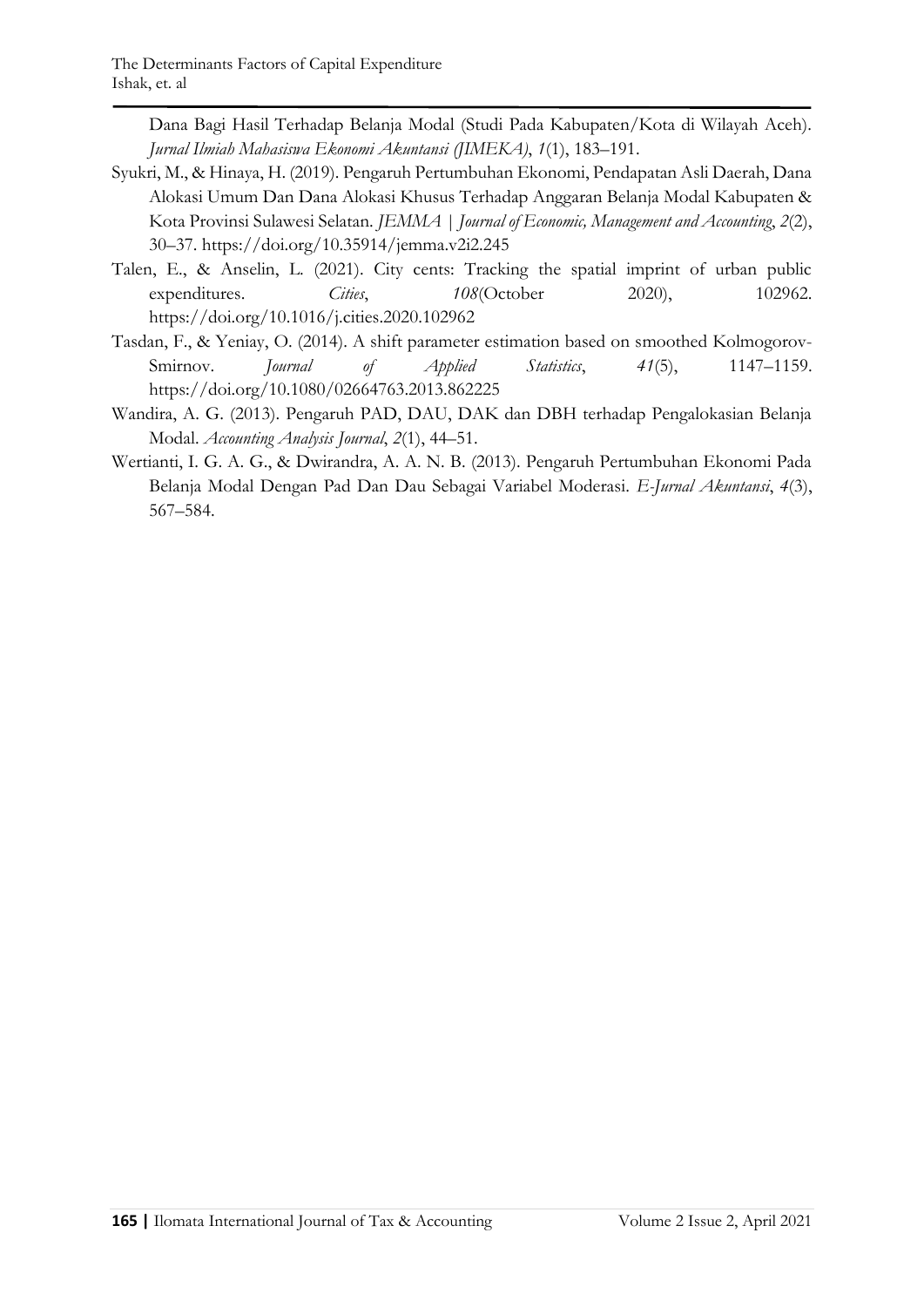Dana Bagi Hasil Terhadap Belanja Modal (Studi Pada Kabupaten/Kota di Wilayah Aceh). *Jurnal Ilmiah Mahasiswa Ekonomi Akuntansi (JIMEKA)*, *1*(1), 183–191.

Syukri, M., & Hinaya, H. (2019). Pengaruh Pertumbuhan Ekonomi, Pendapatan Asli Daerah, Dana Alokasi Umum Dan Dana Alokasi Khusus Terhadap Anggaran Belanja Modal Kabupaten & Kota Provinsi Sulawesi Selatan. *JEMMA | Journal of Economic, Management and Accounting*, *2*(2), 30–37. https://doi.org/10.35914/jemma.v2i2.245

Talen, E., & Anselin, L. (2021). City cents: Tracking the spatial imprint of urban public expenditures. *Cities*, *108*(October 2020), 102962. https://doi.org/10.1016/j.cities.2020.102962

Tasdan, F., & Yeniay, O. (2014). A shift parameter estimation based on smoothed Kolmogorov-Smirnov. *Journal of Applied Statistics*, *41*(5), 1147–1159. https://doi.org/10.1080/02664763.2013.862225

Wandira, A. G. (2013). Pengaruh PAD, DAU, DAK dan DBH terhadap Pengalokasian Belanja Modal. *Accounting Analysis Journal*, *2*(1), 44–51.

Wertianti, I. G. A. G., & Dwirandra, A. A. N. B. (2013). Pengaruh Pertumbuhan Ekonomi Pada Belanja Modal Dengan Pad Dan Dau Sebagai Variabel Moderasi. *E-Jurnal Akuntansi*, *4*(3), 567–584.